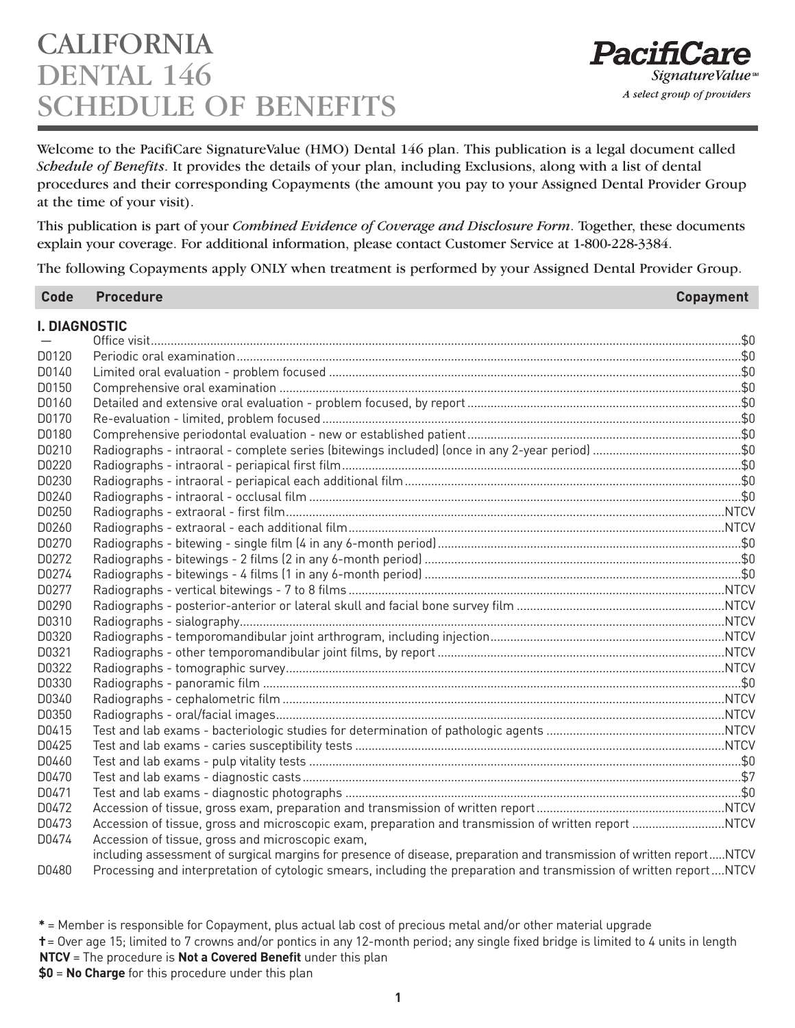# CALIFORNIA DENTAL 146 SCHEDULE OF BENEFITS

**PacifiCare** *SignatureValue*℠
*A select group of providers*

Welcome to the PacifiCare SignatureValue (HMO) Dental 146 plan. This publication is a legal document called *Schedule of Benefits*. It provides the details of your plan, including Exclusions, along with a list of dental procedures and their corresponding Copayments (the amount you pay to your Assigned Dental Provider Group at the time of your visit).

This publication is part of your *Combined Evidence of Coverage and Disclosure Form*. Together, these documents explain your coverage. For additional information, please contact Customer Service at 1-800-228-3384.

The following Copayments apply ONLY when treatment is performed by your Assigned Dental Provider Group.

| Code | Procedure | Copayment |
|---|---|---|
| **I. DIAGNOSTIC** | | |
| — | Office visit | $0 |
| D0120 | Periodic oral examination | $0 |
| D0140 | Limited oral evaluation - problem focused | $0 |
| D0150 | Comprehensive oral examination | $0 |
| D0160 | Detailed and extensive oral evaluation - problem focused, by report | $0 |
| D0170 | Re-evaluation - limited, problem focused | $0 |
| D0180 | Comprehensive periodontal evaluation - new or established patient | $0 |
| D0210 | Radiographs - intraoral - complete series (bitewings included) (once in any 2-year period) | $0 |
| D0220 | Radiographs - intraoral - periapical first film | $0 |
| D0230 | Radiographs - intraoral - periapical each additional film | $0 |
| D0240 | Radiographs - intraoral - occlusal film | $0 |
| D0250 | Radiographs - extraoral - first film | NTCV |
| D0260 | Radiographs - extraoral - each additional film | NTCV |
| D0270 | Radiographs - bitewing - single film (4 in any 6-month period) | $0 |
| D0272 | Radiographs - bitewings - 2 films (2 in any 6-month period) | $0 |
| D0274 | Radiographs - bitewings - 4 films (1 in any 6-month period) | $0 |
| D0277 | Radiographs - vertical bitewings - 7 to 8 films | NTCV |
| D0290 | Radiographs - posterior-anterior or lateral skull and facial bone survey film | NTCV |
| D0310 | Radiographs - sialography | NTCV |
| D0320 | Radiographs - temporomandibular joint arthrogram, including injection | NTCV |
| D0321 | Radiographs - other temporomandibular joint films, by report | NTCV |
| D0322 | Radiographs - tomographic survey | NTCV |
| D0330 | Radiographs - panoramic film | $0 |
| D0340 | Radiographs - cephalometric film | NTCV |
| D0350 | Radiographs - oral/facial images | NTCV |
| D0415 | Test and lab exams - bacteriologic studies for determination of pathologic agents | NTCV |
| D0425 | Test and lab exams - caries susceptibility tests | NTCV |
| D0460 | Test and lab exams - pulp vitality tests | $0 |
| D0470 | Test and lab exams - diagnostic casts | $7 |
| D0471 | Test and lab exams - diagnostic photographs | $0 |
| D0472 | Accession of tissue, gross exam, preparation and transmission of written report | NTCV |
| D0473 | Accession of tissue, gross and microscopic exam, preparation and transmission of written report | NTCV |
| D0474 | Accession of tissue, gross and microscopic exam, including assessment of surgical margins for presence of disease, preparation and transmission of written report | NTCV |
| D0480 | Processing and interpretation of cytologic smears, including the preparation and transmission of written report | NTCV |

**\*** = Member is responsible for Copayment, plus actual lab cost of precious metal and/or other material upgrade

**†** = Over age 15; limited to 7 crowns and/or pontics in any 12-month period; any single fixed bridge is limited to 4 units in length

**NTCV** = The procedure is **Not a Covered Benefit** under this plan

**$0** = **No Charge** for this procedure under this plan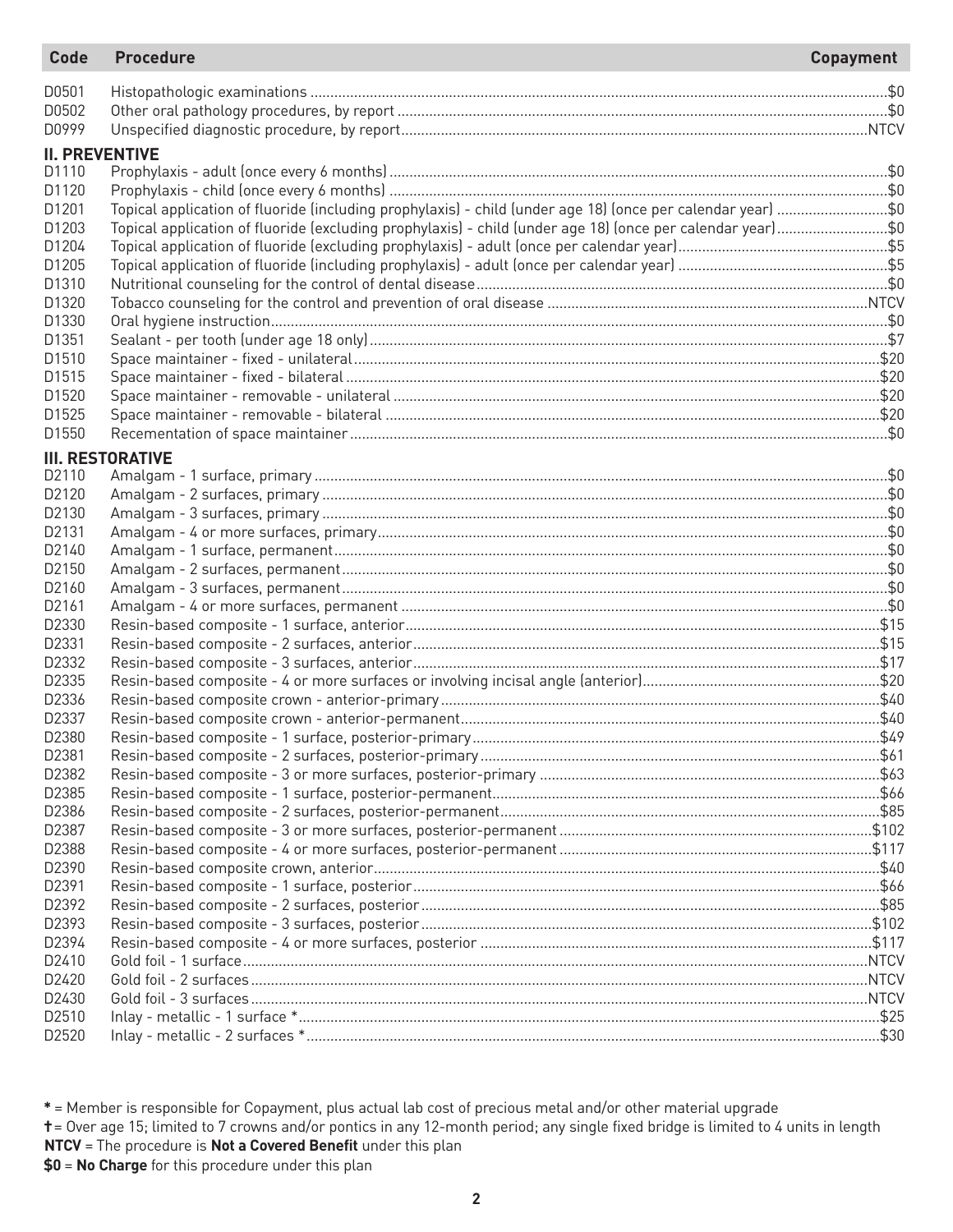| Code | Procedure | Copayment |
|---|---|---|
| D0501 | Histopathologic examinations | $0 |
| D0502 | Other oral pathology procedures, by report | $0 |
| D0999 | Unspecified diagnostic procedure, by report | NTCV |
| **II. PREVENTIVE** | | |
| D1110 | Prophylaxis - adult (once every 6 months) | $0 |
| D1120 | Prophylaxis - child (once every 6 months) | $0 |
| D1201 | Topical application of fluoride (including prophylaxis) - child (under age 18) (once per calendar year) | $0 |
| D1203 | Topical application of fluoride (excluding prophylaxis) - child (under age 18) (once per calendar year) | $0 |
| D1204 | Topical application of fluoride (excluding prophylaxis) - adult (once per calendar year) | $5 |
| D1205 | Topical application of fluoride (including prophylaxis) - adult (once per calendar year) | $5 |
| D1310 | Nutritional counseling for the control of dental disease | $0 |
| D1320 | Tobacco counseling for the control and prevention of oral disease | NTCV |
| D1330 | Oral hygiene instruction | $0 |
| D1351 | Sealant - per tooth (under age 18 only) | $7 |
| D1510 | Space maintainer - fixed - unilateral | $20 |
| D1515 | Space maintainer - fixed - bilateral | $20 |
| D1520 | Space maintainer - removable - unilateral | $20 |
| D1525 | Space maintainer - removable - bilateral | $20 |
| D1550 | Recementation of space maintainer | $0 |
| **III. RESTORATIVE** | | |
| D2110 | Amalgam - 1 surface, primary | $0 |
| D2120 | Amalgam - 2 surfaces, primary | $0 |
| D2130 | Amalgam - 3 surfaces, primary | $0 |
| D2131 | Amalgam - 4 or more surfaces, primary | $0 |
| D2140 | Amalgam - 1 surface, permanent | $0 |
| D2150 | Amalgam - 2 surfaces, permanent | $0 |
| D2160 | Amalgam - 3 surfaces, permanent | $0 |
| D2161 | Amalgam - 4 or more surfaces, permanent | $0 |
| D2330 | Resin-based composite - 1 surface, anterior | $15 |
| D2331 | Resin-based composite - 2 surfaces, anterior | $15 |
| D2332 | Resin-based composite - 3 surfaces, anterior | $17 |
| D2335 | Resin-based composite - 4 or more surfaces or involving incisal angle (anterior) | $20 |
| D2336 | Resin-based composite crown - anterior-primary | $40 |
| D2337 | Resin-based composite crown - anterior-permanent | $40 |
| D2380 | Resin-based composite - 1 surface, posterior-primary | $49 |
| D2381 | Resin-based composite - 2 surfaces, posterior-primary | $61 |
| D2382 | Resin-based composite - 3 or more surfaces, posterior-primary | $63 |
| D2385 | Resin-based composite - 1 surface, posterior-permanent | $66 |
| D2386 | Resin-based composite - 2 surfaces, posterior-permanent | $85 |
| D2387 | Resin-based composite - 3 or more surfaces, posterior-permanent | $102 |
| D2388 | Resin-based composite - 4 or more surfaces, posterior-permanent | $117 |
| D2390 | Resin-based composite crown, anterior | $40 |
| D2391 | Resin-based composite - 1 surface, posterior | $66 |
| D2392 | Resin-based composite - 2 surfaces, posterior | $85 |
| D2393 | Resin-based composite - 3 surfaces, posterior | $102 |
| D2394 | Resin-based composite - 4 or more surfaces, posterior | $117 |
| D2410 | Gold foil - 1 surface | NTCV |
| D2420 | Gold foil - 2 surfaces | NTCV |
| D2430 | Gold foil - 3 surfaces | NTCV |
| D2510 | Inlay - metallic - 1 surface * | $25 |
| D2520 | Inlay - metallic - 2 surfaces * | $30 |

**\*** = Member is responsible for Copayment, plus actual lab cost of precious metal and/or other material upgrade

**†** = Over age 15; limited to 7 crowns and/or pontics in any 12-month period; any single fixed bridge is limited to 4 units in length

**NTCV** = The procedure is **Not a Covered Benefit** under this plan

**$0** = **No Charge** for this procedure under this plan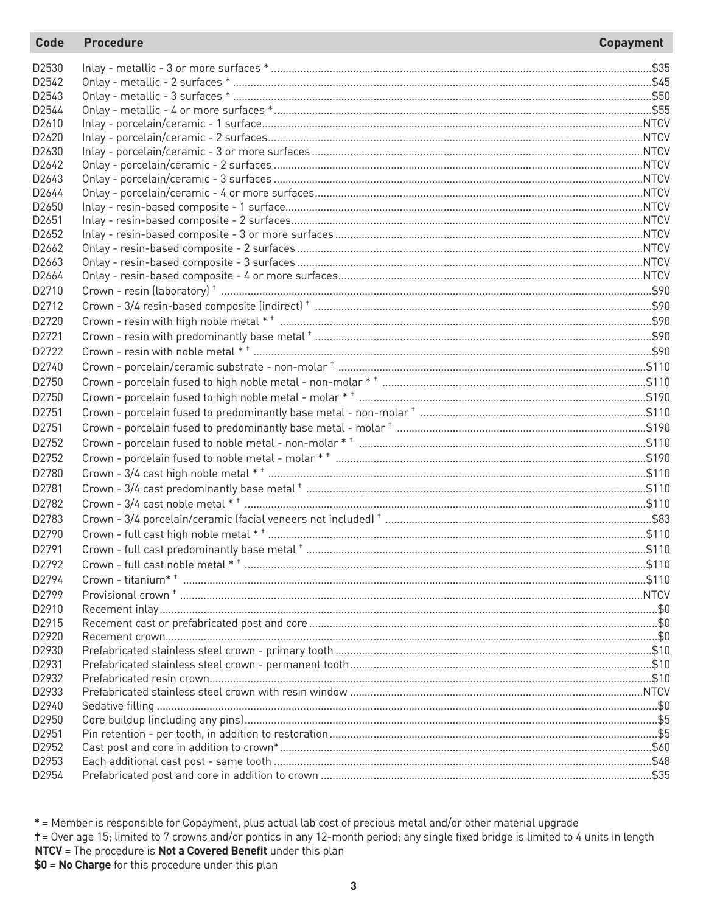| Code | Procedure | Copayment |
|---|---|---|
| D2530 | Inlay - metallic - 3 or more surfaces * | $35 |
| D2542 | Onlay - metallic - 2 surfaces * | $45 |
| D2543 | Onlay - metallic - 3 surfaces * | $50 |
| D2544 | Onlay - metallic - 4 or more surfaces * | $55 |
| D2610 | Inlay - porcelain/ceramic - 1 surface | NTCV |
| D2620 | Inlay - porcelain/ceramic - 2 surfaces | NTCV |
| D2630 | Inlay - porcelain/ceramic - 3 or more surfaces | NTCV |
| D2642 | Onlay - porcelain/ceramic - 2 surfaces | NTCV |
| D2643 | Onlay - porcelain/ceramic - 3 surfaces | NTCV |
| D2644 | Onlay - porcelain/ceramic - 4 or more surfaces | NTCV |
| D2650 | Inlay - resin-based composite - 1 surface | NTCV |
| D2651 | Inlay - resin-based composite - 2 surfaces | NTCV |
| D2652 | Inlay - resin-based composite - 3 or more surfaces | NTCV |
| D2662 | Onlay - resin-based composite - 2 surfaces | NTCV |
| D2663 | Onlay - resin-based composite - 3 surfaces | NTCV |
| D2664 | Onlay - resin-based composite - 4 or more surfaces | NTCV |
| D2710 | Crown - resin (laboratory) † | $90 |
| D2712 | Crown - 3/4 resin-based composite (indirect) † | $90 |
| D2720 | Crown - resin with high noble metal * † | $90 |
| D2721 | Crown - resin with predominantly base metal † | $90 |
| D2722 | Crown - resin with noble metal * † | $90 |
| D2740 | Crown - porcelain/ceramic substrate - non-molar † | $110 |
| D2750 | Crown - porcelain fused to high noble metal - non-molar * † | $110 |
| D2750 | Crown - porcelain fused to high noble metal - molar * † | $190 |
| D2751 | Crown - porcelain fused to predominantly base metal - non-molar † | $110 |
| D2751 | Crown - porcelain fused to predominantly base metal - molar † | $190 |
| D2752 | Crown - porcelain fused to noble metal - non-molar * † | $110 |
| D2752 | Crown - porcelain fused to noble metal - molar * † | $190 |
| D2780 | Crown - 3/4 cast high noble metal * † | $110 |
| D2781 | Crown - 3/4 cast predominantly base metal † | $110 |
| D2782 | Crown - 3/4 cast noble metal * † | $110 |
| D2783 | Crown - 3/4 porcelain/ceramic (facial veneers not included) † | $83 |
| D2790 | Crown - full cast high noble metal * † | $110 |
| D2791 | Crown - full cast predominantly base metal † | $110 |
| D2792 | Crown - full cast noble metal * † | $110 |
| D2794 | Crown - titanium* † | $110 |
| D2799 | Provisional crown † | NTCV |
| D2910 | Recement inlay | $0 |
| D2915 | Recement cast or prefabricated post and core | $0 |
| D2920 | Recement crown | $0 |
| D2930 | Prefabricated stainless steel crown - primary tooth | $10 |
| D2931 | Prefabricated stainless steel crown - permanent tooth | $10 |
| D2932 | Prefabricated resin crown | $10 |
| D2933 | Prefabricated stainless steel crown with resin window | NTCV |
| D2940 | Sedative filling | $0 |
| D2950 | Core buildup (including any pins) | $5 |
| D2951 | Pin retention - per tooth, in addition to restoration | $5 |
| D2952 | Cast post and core in addition to crown* | $60 |
| D2953 | Each additional cast post - same tooth | $48 |
| D2954 | Prefabricated post and core in addition to crown | $35 |

* = Member is responsible for Copayment, plus actual lab cost of precious metal and/or other material upgrade

† = Over age 15; limited to 7 crowns and/or pontics in any 12-month period; any single fixed bridge is limited to 4 units in length

**NTCV** = The procedure is **Not a Covered Benefit** under this plan

**$0** = **No Charge** for this procedure under this plan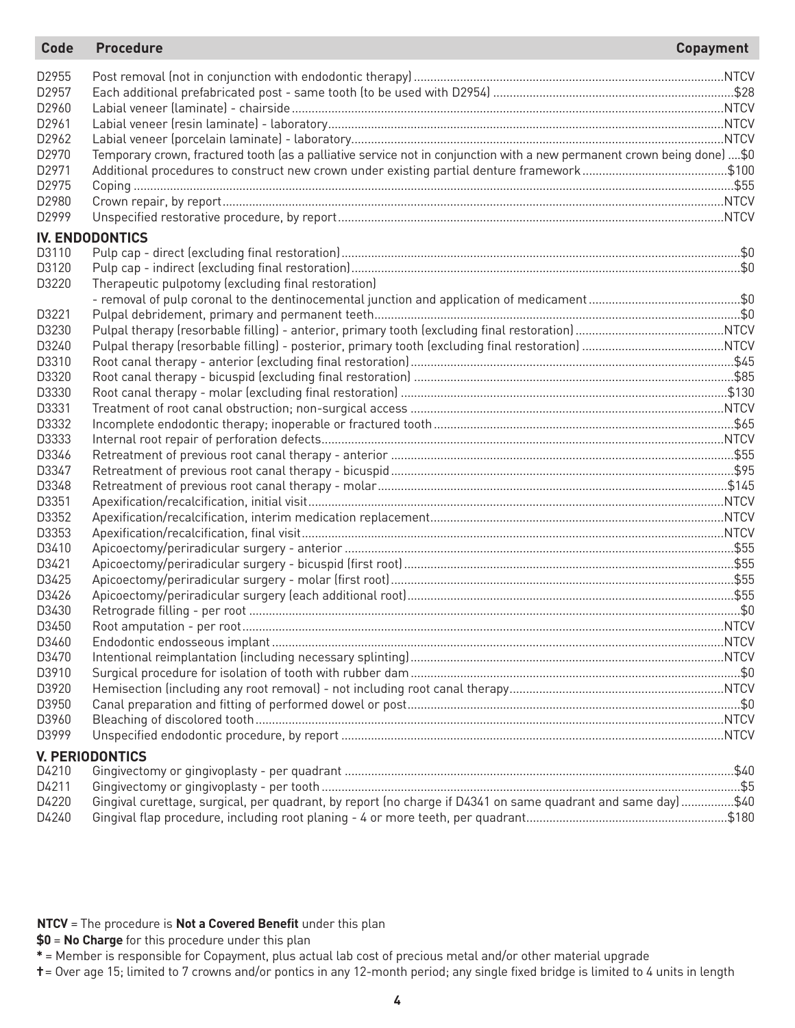| Code | Procedure | Copayment |
| --- | --- | --- |
| D2955 | Post removal (not in conjunction with endodontic therapy) | NTCV |
| D2957 | Each additional prefabricated post - same tooth (to be used with D2954) | $28 |
| D2960 | Labial veneer (laminate) - chairside | NTCV |
| D2961 | Labial veneer (resin laminate) - laboratory | NTCV |
| D2962 | Labial veneer (porcelain laminate) - laboratory | NTCV |
| D2970 | Temporary crown, fractured tooth (as a palliative service not in conjunction with a new permanent crown being done) | $0 |
| D2971 | Additional procedures to construct new crown under existing partial denture framework | $100 |
| D2975 | Coping | $55 |
| D2980 | Crown repair, by report | NTCV |
| D2999 | Unspecified restorative procedure, by report | NTCV |
| **IV. ENDODONTICS** | | |
| D3110 | Pulp cap - direct (excluding final restoration) | $0 |
| D3120 | Pulp cap - indirect (excluding final restoration) | $0 |
| D3220 | Therapeutic pulpotomy (excluding final restoration) - removal of pulp coronal to the dentinocemental junction and application of medicament | $0 |
| D3221 | Pulpal debridement, primary and permanent teeth | $0 |
| D3230 | Pulpal therapy (resorbable filling) - anterior, primary tooth (excluding final restoration) | NTCV |
| D3240 | Pulpal therapy (resorbable filling) - posterior, primary tooth (excluding final restoration) | NTCV |
| D3310 | Root canal therapy - anterior (excluding final restoration) | $45 |
| D3320 | Root canal therapy - bicuspid (excluding final restoration) | $85 |
| D3330 | Root canal therapy - molar (excluding final restoration) | $130 |
| D3331 | Treatment of root canal obstruction; non-surgical access | NTCV |
| D3332 | Incomplete endodontic therapy; inoperable or fractured tooth | $65 |
| D3333 | Internal root repair of perforation defects | NTCV |
| D3346 | Retreatment of previous root canal therapy - anterior | $55 |
| D3347 | Retreatment of previous root canal therapy - bicuspid | $95 |
| D3348 | Retreatment of previous root canal therapy - molar | $145 |
| D3351 | Apexification/recalcification, initial visit | NTCV |
| D3352 | Apexification/recalcification, interim medication replacement | NTCV |
| D3353 | Apexification/recalcification, final visit | NTCV |
| D3410 | Apicoectomy/periradicular surgery - anterior | $55 |
| D3421 | Apicoectomy/periradicular surgery - bicuspid (first root) | $55 |
| D3425 | Apicoectomy/periradicular surgery - molar (first root) | $55 |
| D3426 | Apicoectomy/periradicular surgery (each additional root) | $55 |
| D3430 | Retrograde filling - per root | $0 |
| D3450 | Root amputation - per root | NTCV |
| D3460 | Endodontic endosseous implant | NTCV |
| D3470 | Intentional reimplantation (including necessary splinting) | NTCV |
| D3910 | Surgical procedure for isolation of tooth with rubber dam | $0 |
| D3920 | Hemisection (including any root removal) - not including root canal therapy | NTCV |
| D3950 | Canal preparation and fitting of performed dowel or post | $0 |
| D3960 | Bleaching of discolored tooth | NTCV |
| D3999 | Unspecified endodontic procedure, by report | NTCV |
| **V. PERIODONTICS** | | |
| D4210 | Gingivectomy or gingivoplasty - per quadrant | $40 |
| D4211 | Gingivectomy or gingivoplasty - per tooth | $5 |
| D4220 | Gingival curettage, surgical, per quadrant, by report (no charge if D4341 on same quadrant and same day) | $40 |
| D4240 | Gingival flap procedure, including root planing - 4 or more teeth, per quadrant | $180 |

**NTCV** = The procedure is **Not a Covered Benefit** under this plan

**$0** = **No Charge** for this procedure under this plan

**\*** = Member is responsible for Copayment, plus actual lab cost of precious metal and/or other material upgrade

**†** = Over age 15; limited to 7 crowns and/or pontics in any 12-month period; any single fixed bridge is limited to 4 units in length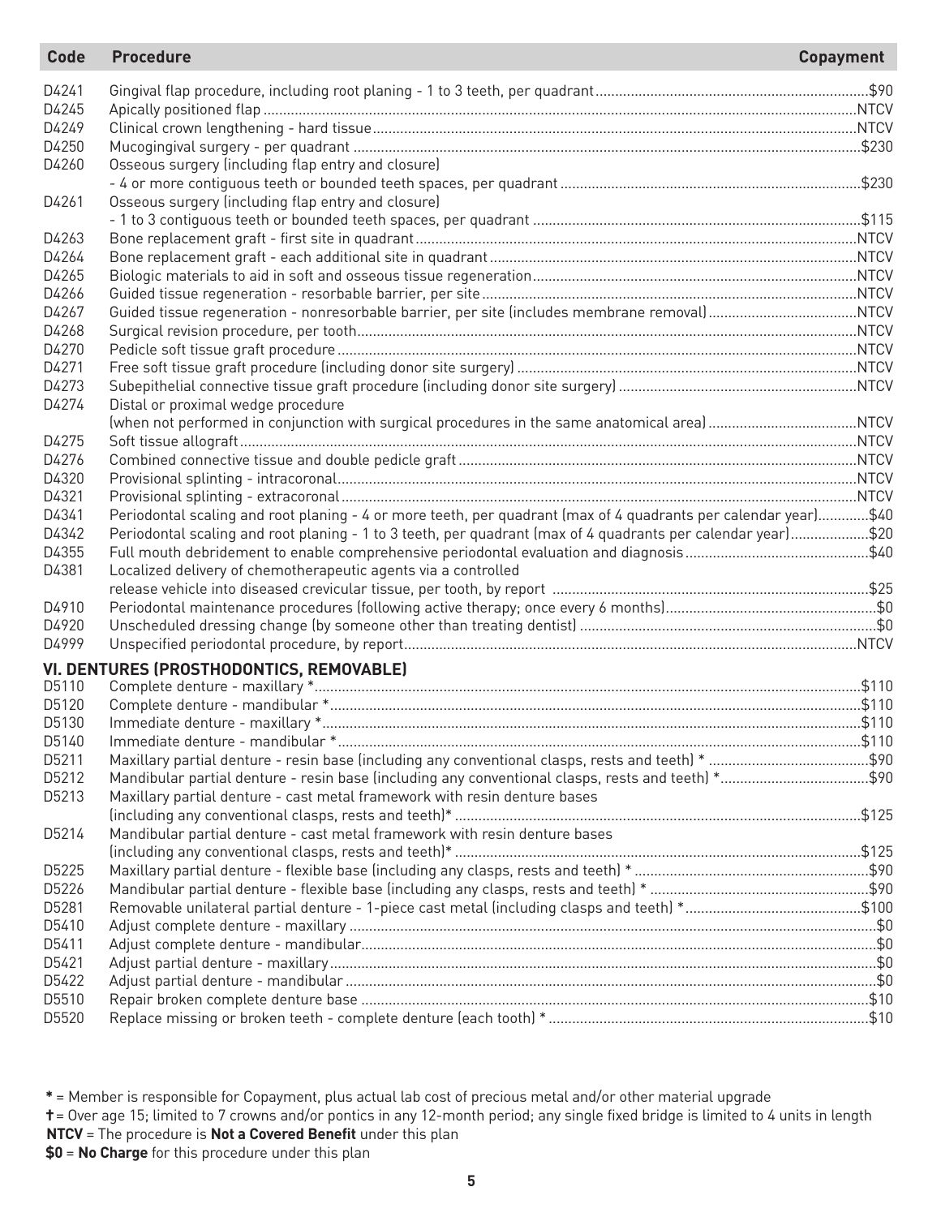| Code | Procedure | Copayment |
|---|---|---|
| D4241 | Gingival flap procedure, including root planing - 1 to 3 teeth, per quadrant | $90 |
| D4245 | Apically positioned flap | NTCV |
| D4249 | Clinical crown lengthening - hard tissue | NTCV |
| D4250 | Mucogingival surgery - per quadrant | $230 |
| D4260 | Osseous surgery (including flap entry and closure) - 4 or more contiguous teeth or bounded teeth spaces, per quadrant | $230 |
| D4261 | Osseous surgery (including flap entry and closure) - 1 to 3 contiguous teeth or bounded teeth spaces, per quadrant | $115 |
| D4263 | Bone replacement graft - first site in quadrant | NTCV |
| D4264 | Bone replacement graft - each additional site in quadrant | NTCV |
| D4265 | Biologic materials to aid in soft and osseous tissue regeneration | NTCV |
| D4266 | Guided tissue regeneration - resorbable barrier, per site | NTCV |
| D4267 | Guided tissue regeneration - nonresorbable barrier, per site (includes membrane removal) | NTCV |
| D4268 | Surgical revision procedure, per tooth | NTCV |
| D4270 | Pedicle soft tissue graft procedure | NTCV |
| D4271 | Free soft tissue graft procedure (including donor site surgery) | NTCV |
| D4273 | Subepithelial connective tissue graft procedure (including donor site surgery) | NTCV |
| D4274 | Distal or proximal wedge procedure (when not performed in conjunction with surgical procedures in the same anatomical area) | NTCV |
| D4275 | Soft tissue allograft | NTCV |
| D4276 | Combined connective tissue and double pedicle graft | NTCV |
| D4320 | Provisional splinting - intracoronal | NTCV |
| D4321 | Provisional splinting - extracoronal | NTCV |
| D4341 | Periodontal scaling and root planing - 4 or more teeth, per quadrant (max of 4 quadrants per calendar year) | $40 |
| D4342 | Periodontal scaling and root planing - 1 to 3 teeth, per quadrant (max of 4 quadrants per calendar year) | $20 |
| D4355 | Full mouth debridement to enable comprehensive periodontal evaluation and diagnosis | $40 |
| D4381 | Localized delivery of chemotherapeutic agents via a controlled release vehicle into diseased crevicular tissue, per tooth, by report | $25 |
| D4910 | Periodontal maintenance procedures (following active therapy; once every 6 months) | $0 |
| D4920 | Unscheduled dressing change (by someone other than treating dentist) | $0 |
| D4999 | Unspecified periodontal procedure, by report | NTCV |

## VI. DENTURES (PROSTHODONTICS, REMOVABLE)

| Code | Procedure | Copayment |
|---|---|---|
| D5110 | Complete denture - maxillary * | $110 |
| D5120 | Complete denture - mandibular * | $110 |
| D5130 | Immediate denture - maxillary * | $110 |
| D5140 | Immediate denture - mandibular * | $110 |
| D5211 | Maxillary partial denture - resin base (including any conventional clasps, rests and teeth) * | $90 |
| D5212 | Mandibular partial denture - resin base (including any conventional clasps, rests and teeth) * | $90 |
| D5213 | Maxillary partial denture - cast metal framework with resin denture bases (including any conventional clasps, rests and teeth)* | $125 |
| D5214 | Mandibular partial denture - cast metal framework with resin denture bases (including any conventional clasps, rests and teeth)* | $125 |
| D5225 | Maxillary partial denture - flexible base (including any clasps, rests and teeth) * | $90 |
| D5226 | Mandibular partial denture - flexible base (including any clasps, rests and teeth) * | $90 |
| D5281 | Removable unilateral partial denture - 1-piece cast metal (including clasps and teeth) * | $100 |
| D5410 | Adjust complete denture - maxillary | $0 |
| D5411 | Adjust complete denture - mandibular | $0 |
| D5421 | Adjust partial denture - maxillary | $0 |
| D5422 | Adjust partial denture - mandibular | $0 |
| D5510 | Repair broken complete denture base | $10 |
| D5520 | Replace missing or broken teeth - complete denture (each tooth) * | $10 |

**\*** = Member is responsible for Copayment, plus actual lab cost of precious metal and/or other material upgrade

**†** = Over age 15; limited to 7 crowns and/or pontics in any 12-month period; any single fixed bridge is limited to 4 units in length

**NTCV** = The procedure is **Not a Covered Benefit** under this plan

**$0** = **No Charge** for this procedure under this plan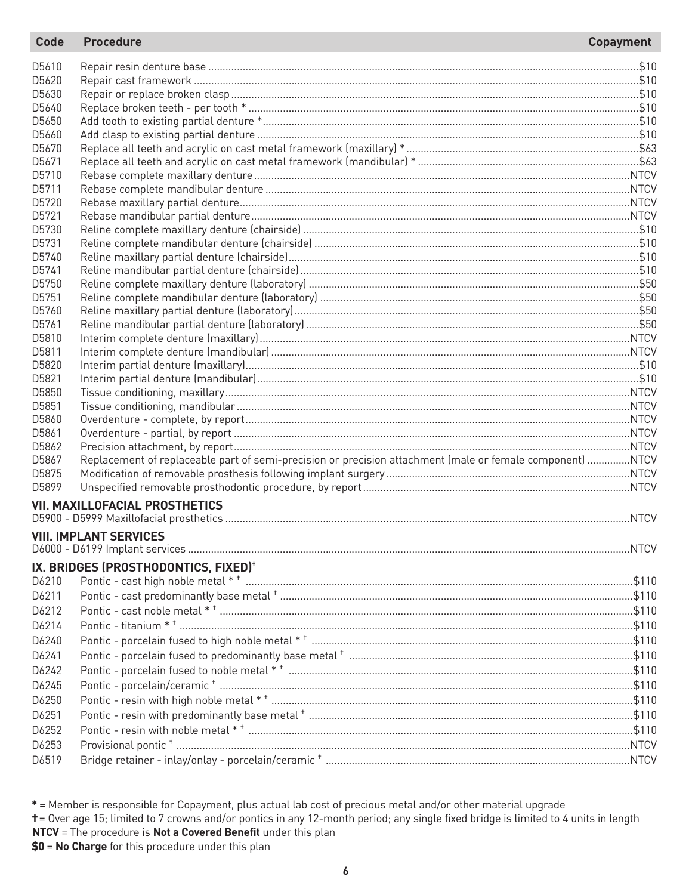| Code | Procedure | Copayment |
|---|---|---|
| D5610 | Repair resin denture base | $10 |
| D5620 | Repair cast framework | $10 |
| D5630 | Repair or replace broken clasp | $10 |
| D5640 | Replace broken teeth - per tooth * | $10 |
| D5650 | Add tooth to existing partial denture * | $10 |
| D5660 | Add clasp to existing partial denture | $10 |
| D5670 | Replace all teeth and acrylic on cast metal framework (maxillary) * | $63 |
| D5671 | Replace all teeth and acrylic on cast metal framework (mandibular) * | $63 |
| D5710 | Rebase complete maxillary denture | NTCV |
| D5711 | Rebase complete mandibular denture | NTCV |
| D5720 | Rebase maxillary partial denture | NTCV |
| D5721 | Rebase mandibular partial denture | NTCV |
| D5730 | Reline complete maxillary denture (chairside) | $10 |
| D5731 | Reline complete mandibular denture (chairside) | $10 |
| D5740 | Reline maxillary partial denture (chairside) | $10 |
| D5741 | Reline mandibular partial denture (chairside) | $10 |
| D5750 | Reline complete maxillary denture (laboratory) | $50 |
| D5751 | Reline complete mandibular denture (laboratory) | $50 |
| D5760 | Reline maxillary partial denture (laboratory) | $50 |
| D5761 | Reline mandibular partial denture (laboratory) | $50 |
| D5810 | Interim complete denture (maxillary) | NTCV |
| D5811 | Interim complete denture (mandibular) | NTCV |
| D5820 | Interim partial denture (maxillary) | $10 |
| D5821 | Interim partial denture (mandibular) | $10 |
| D5850 | Tissue conditioning, maxillary | NTCV |
| D5851 | Tissue conditioning, mandibular | NTCV |
| D5860 | Overdenture - complete, by report | NTCV |
| D5861 | Overdenture - partial, by report | NTCV |
| D5862 | Precision attachment, by report | NTCV |
| D5867 | Replacement of replaceable part of semi-precision or precision attachment (male or female component) | NTCV |
| D5875 | Modification of removable prosthesis following implant surgery | NTCV |
| D5899 | Unspecified removable prosthodontic procedure, by report | NTCV |
| **VII. MAXILLOFACIAL PROSTHETICS** | | |
| D5900 - D5999 | Maxillofacial prosthetics | NTCV |
| **VIII. IMPLANT SERVICES** | | |
| D6000 - D6199 | Implant services | NTCV |
| **IX. BRIDGES (PROSTHODONTICS, FIXED)†** | | |
| D6210 | Pontic - cast high noble metal * † | $110 |
| D6211 | Pontic - cast predominantly base metal † | $110 |
| D6212 | Pontic - cast noble metal * † | $110 |
| D6214 | Pontic - titanium * † | $110 |
| D6240 | Pontic - porcelain fused to high noble metal * † | $110 |
| D6241 | Pontic - porcelain fused to predominantly base metal † | $110 |
| D6242 | Pontic - porcelain fused to noble metal * † | $110 |
| D6245 | Pontic - porcelain/ceramic † | $110 |
| D6250 | Pontic - resin with high noble metal * † | $110 |
| D6251 | Pontic - resin with predominantly base metal † | $110 |
| D6252 | Pontic - resin with noble metal * † | $110 |
| D6253 | Provisional pontic † | NTCV |
| D6519 | Bridge retainer - inlay/onlay - porcelain/ceramic † | NTCV |

**\*** = Member is responsible for Copayment, plus actual lab cost of precious metal and/or other material upgrade
**†** = Over age 15; limited to 7 crowns and/or pontics in any 12-month period; any single fixed bridge is limited to 4 units in length
**NTCV** = The procedure is **Not a Covered Benefit** under this plan
**$0** = **No Charge** for this procedure under this plan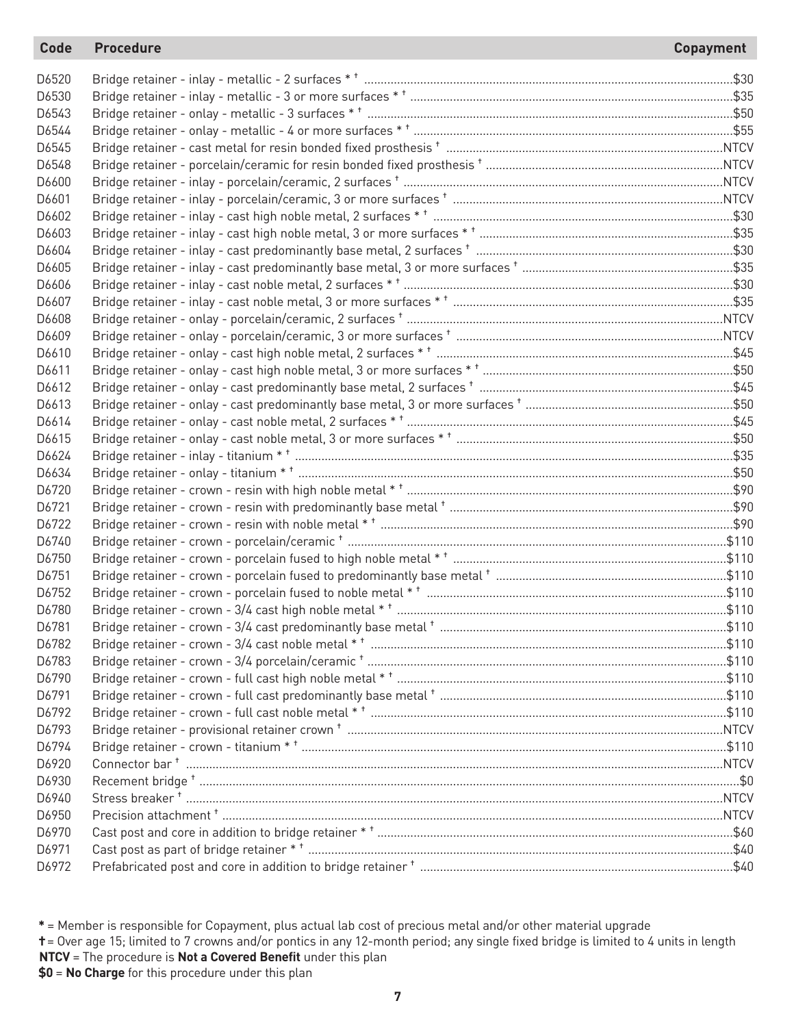| Code | Procedure | Copayment |
|---|---|---|
| D6520 | Bridge retainer - inlay - metallic - 2 surfaces * † | $30 |
| D6530 | Bridge retainer - inlay - metallic - 3 or more surfaces * † | $35 |
| D6543 | Bridge retainer - onlay - metallic - 3 surfaces * † | $50 |
| D6544 | Bridge retainer - onlay - metallic - 4 or more surfaces * † | $55 |
| D6545 | Bridge retainer - cast metal for resin bonded fixed prosthesis † | NTCV |
| D6548 | Bridge retainer - porcelain/ceramic for resin bonded fixed prosthesis † | NTCV |
| D6600 | Bridge retainer - inlay - porcelain/ceramic, 2 surfaces † | NTCV |
| D6601 | Bridge retainer - inlay - porcelain/ceramic, 3 or more surfaces † | NTCV |
| D6602 | Bridge retainer - inlay - cast high noble metal, 2 surfaces * † | $30 |
| D6603 | Bridge retainer - inlay - cast high noble metal, 3 or more surfaces * † | $35 |
| D6604 | Bridge retainer - inlay - cast predominantly base metal, 2 surfaces † | $30 |
| D6605 | Bridge retainer - inlay - cast predominantly base metal, 3 or more surfaces † | $35 |
| D6606 | Bridge retainer - inlay - cast noble metal, 2 surfaces * † | $30 |
| D6607 | Bridge retainer - inlay - cast noble metal, 3 or more surfaces * † | $35 |
| D6608 | Bridge retainer - onlay - porcelain/ceramic, 2 surfaces † | NTCV |
| D6609 | Bridge retainer - onlay - porcelain/ceramic, 3 or more surfaces † | NTCV |
| D6610 | Bridge retainer - onlay - cast high noble metal, 2 surfaces * † | $45 |
| D6611 | Bridge retainer - onlay - cast high noble metal, 3 or more surfaces * † | $50 |
| D6612 | Bridge retainer - onlay - cast predominantly base metal, 2 surfaces † | $45 |
| D6613 | Bridge retainer - onlay - cast predominantly base metal, 3 or more surfaces † | $50 |
| D6614 | Bridge retainer - onlay - cast noble metal, 2 surfaces * † | $45 |
| D6615 | Bridge retainer - onlay - cast noble metal, 3 or more surfaces * † | $50 |
| D6624 | Bridge retainer - inlay - titanium * † | $35 |
| D6634 | Bridge retainer - onlay - titanium * † | $50 |
| D6720 | Bridge retainer - crown - resin with high noble metal * † | $90 |
| D6721 | Bridge retainer - crown - resin with predominantly base metal † | $90 |
| D6722 | Bridge retainer - crown - resin with noble metal * † | $90 |
| D6740 | Bridge retainer - crown - porcelain/ceramic † | $110 |
| D6750 | Bridge retainer - crown - porcelain fused to high noble metal * † | $110 |
| D6751 | Bridge retainer - crown - porcelain fused to predominantly base metal † | $110 |
| D6752 | Bridge retainer - crown - porcelain fused to noble metal * † | $110 |
| D6780 | Bridge retainer - crown - 3/4 cast high noble metal * † | $110 |
| D6781 | Bridge retainer - crown - 3/4 cast predominantly base metal † | $110 |
| D6782 | Bridge retainer - crown - 3/4 cast noble metal * † | $110 |
| D6783 | Bridge retainer - crown - 3/4 porcelain/ceramic † | $110 |
| D6790 | Bridge retainer - crown - full cast high noble metal * † | $110 |
| D6791 | Bridge retainer - crown - full cast predominantly base metal † | $110 |
| D6792 | Bridge retainer - crown - full cast noble metal * † | $110 |
| D6793 | Bridge retainer - provisional retainer crown † | NTCV |
| D6794 | Bridge retainer - crown - titanium * † | $110 |
| D6920 | Connector bar † | NTCV |
| D6930 | Recement bridge † | $0 |
| D6940 | Stress breaker † | NTCV |
| D6950 | Precision attachment † | NTCV |
| D6970 | Cast post and core in addition to bridge retainer * † | $60 |
| D6971 | Cast post as part of bridge retainer * † | $40 |
| D6972 | Prefabricated post and core in addition to bridge retainer † | $40 |

**\*** = Member is responsible for Copayment, plus actual lab cost of precious metal and/or other material upgrade

**†** = Over age 15; limited to 7 crowns and/or pontics in any 12-month period; any single fixed bridge is limited to 4 units in length

**NTCV** = The procedure is **Not a Covered Benefit** under this plan

**$0** = **No Charge** for this procedure under this plan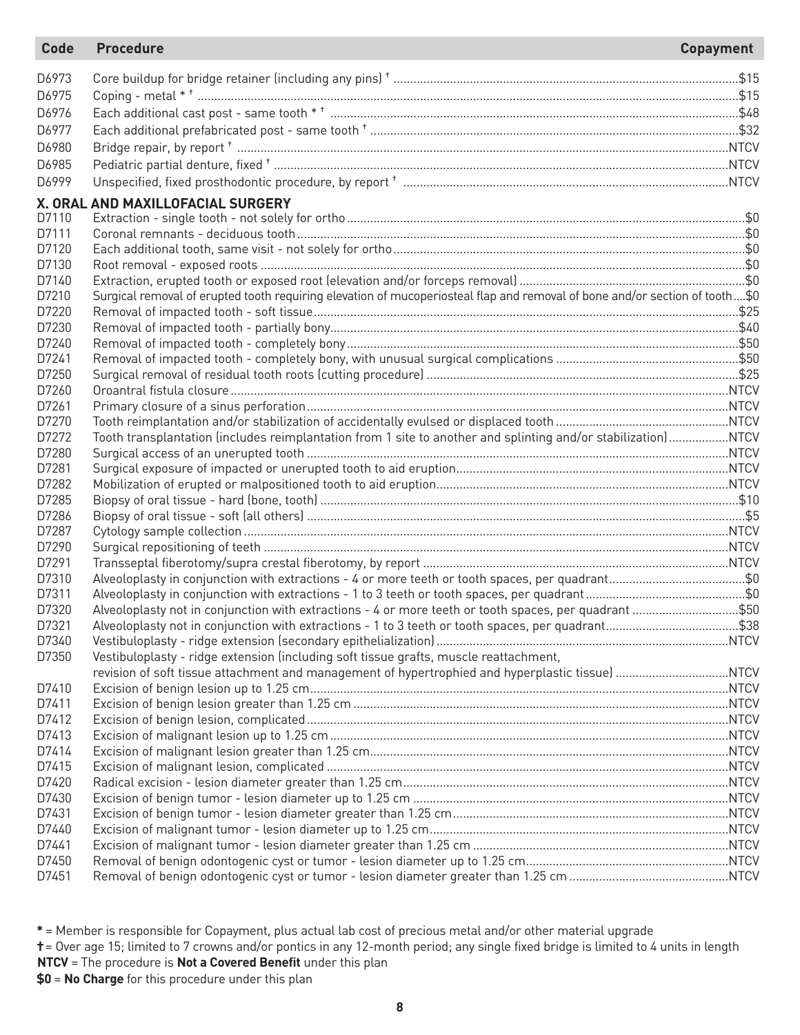| Code | Procedure | Copayment |
| --- | --- | --- |
| D6973 | Core buildup for bridge retainer (including any pins) † | $15 |
| D6975 | Coping - metal * † | $15 |
| D6976 | Each additional cast post - same tooth * † | $48 |
| D6977 | Each additional prefabricated post - same tooth † | $32 |
| D6980 | Bridge repair, by report † | NTCV |
| D6985 | Pediatric partial denture, fixed † | NTCV |
| D6999 | Unspecified, fixed prosthodontic procedure, by report † | NTCV |
| | **X. ORAL AND MAXILLOFACIAL SURGERY** | |
| D7110 | Extraction - single tooth - not solely for ortho | $0 |
| D7111 | Coronal remnants - deciduous tooth | $0 |
| D7120 | Each additional tooth, same visit - not solely for ortho | $0 |
| D7130 | Root removal - exposed roots | $0 |
| D7140 | Extraction, erupted tooth or exposed root (elevation and/or forceps removal) | $0 |
| D7210 | Surgical removal of erupted tooth requiring elevation of mucoperiosteal flap and removal of bone and/or section of tooth | $0 |
| D7220 | Removal of impacted tooth - soft tissue | $25 |
| D7230 | Removal of impacted tooth - partially bony | $40 |
| D7240 | Removal of impacted tooth - completely bony | $50 |
| D7241 | Removal of impacted tooth - completely bony, with unusual surgical complications | $50 |
| D7250 | Surgical removal of residual tooth roots (cutting procedure) | $25 |
| D7260 | Oroantral fistula closure | NTCV |
| D7261 | Primary closure of a sinus perforation | NTCV |
| D7270 | Tooth reimplantation and/or stabilization of accidentally evulsed or displaced tooth | NTCV |
| D7272 | Tooth transplantation (includes reimplantation from 1 site to another and splinting and/or stabilization) | NTCV |
| D7280 | Surgical access of an unerupted tooth | NTCV |
| D7281 | Surgical exposure of impacted or unerupted tooth to aid eruption | NTCV |
| D7282 | Mobilization of erupted or malpositioned tooth to aid eruption | NTCV |
| D7285 | Biopsy of oral tissue - hard (bone, tooth) | $10 |
| D7286 | Biopsy of oral tissue - soft (all others) | $5 |
| D7287 | Cytology sample collection | NTCV |
| D7290 | Surgical repositioning of teeth | NTCV |
| D7291 | Transseptal fiberotomy/supra crestal fiberotomy, by report | NTCV |
| D7310 | Alveoloplasty in conjunction with extractions - 4 or more teeth or tooth spaces, per quadrant | $0 |
| D7311 | Alveoloplasty in conjunction with extractions - 1 to 3 teeth or tooth spaces, per quadrant | $0 |
| D7320 | Alveoloplasty not in conjunction with extractions - 4 or more teeth or tooth spaces, per quadrant | $50 |
| D7321 | Alveoloplasty not in conjunction with extractions - 1 to 3 teeth or tooth spaces, per quadrant | $38 |
| D7340 | Vestibuloplasty - ridge extension (secondary epithelialization) | NTCV |
| D7350 | Vestibuloplasty - ridge extension (including soft tissue grafts, muscle reattachment, revision of soft tissue attachment and management of hypertrophied and hyperplastic tissue) | NTCV |
| D7410 | Excision of benign lesion up to 1.25 cm | NTCV |
| D7411 | Excision of benign lesion greater than 1.25 cm | NTCV |
| D7412 | Excision of benign lesion, complicated | NTCV |
| D7413 | Excision of malignant lesion up to 1.25 cm | NTCV |
| D7414 | Excision of malignant lesion greater than 1.25 cm | NTCV |
| D7415 | Excision of malignant lesion, complicated | NTCV |
| D7420 | Radical excision - lesion diameter greater than 1.25 cm | NTCV |
| D7430 | Excision of benign tumor - lesion diameter up to 1.25 cm | NTCV |
| D7431 | Excision of benign tumor - lesion diameter greater than 1.25 cm | NTCV |
| D7440 | Excision of malignant tumor - lesion diameter up to 1.25 cm | NTCV |
| D7441 | Excision of malignant tumor - lesion diameter greater than 1.25 cm | NTCV |
| D7450 | Removal of benign odontogenic cyst or tumor - lesion diameter up to 1.25 cm | NTCV |
| D7451 | Removal of benign odontogenic cyst or tumor - lesion diameter greater than 1.25 cm | NTCV |

**\*** = Member is responsible for Copayment, plus actual lab cost of precious metal and/or other material upgrade

**†** = Over age 15; limited to 7 crowns and/or pontics in any 12-month period; any single fixed bridge is limited to 4 units in length

**NTCV** = The procedure is **Not a Covered Benefit** under this plan

**$0** = **No Charge** for this procedure under this plan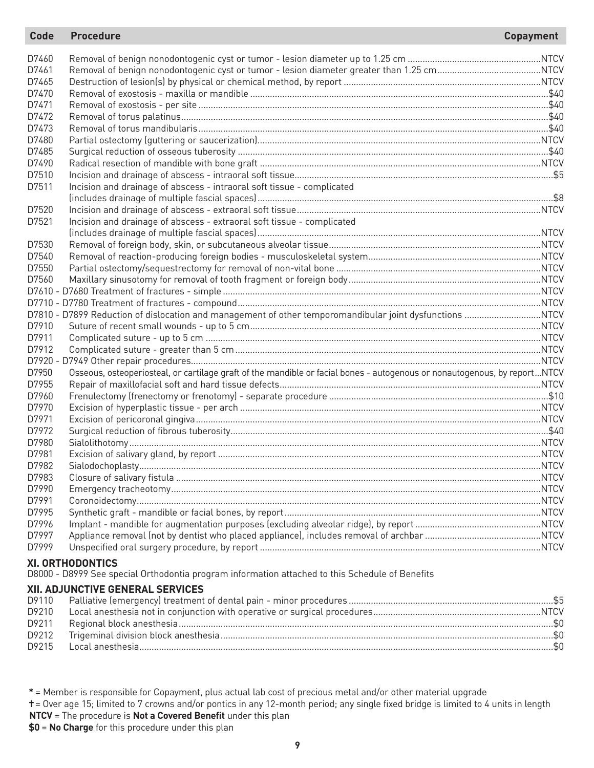| Code | Procedure | Copayment |
|---|---|---|
| D7460 | Removal of benign nonodontogenic cyst or tumor - lesion diameter up to 1.25 cm | NTCV |
| D7461 | Removal of benign nonodontogenic cyst or tumor - lesion diameter greater than 1.25 cm | NTCV |
| D7465 | Destruction of lesion(s) by physical or chemical method, by report | NTCV |
| D7470 | Removal of exostosis - maxilla or mandible | $40 |
| D7471 | Removal of exostosis - per site | $40 |
| D7472 | Removal of torus palatinus | $40 |
| D7473 | Removal of torus mandibularis | $40 |
| D7480 | Partial ostectomy (guttering or saucerization) | NTCV |
| D7485 | Surgical reduction of osseous tuberosity | $40 |
| D7490 | Radical resection of mandible with bone graft | NTCV |
| D7510 | Incision and drainage of abscess - intraoral soft tissue | $5 |
| D7511 | Incision and drainage of abscess - intraoral soft tissue - complicated (includes drainage of multiple fascial spaces) | $8 |
| D7520 | Incision and drainage of abscess - extraoral soft tissue | NTCV |
| D7521 | Incision and drainage of abscess - extraoral soft tissue - complicated (includes drainage of multiple fascial spaces) | NTCV |
| D7530 | Removal of foreign body, skin, or subcutaneous alveolar tissue | NTCV |
| D7540 | Removal of reaction-producing foreign bodies - musculoskeletal system | NTCV |
| D7550 | Partial ostectomy/sequestrectomy for removal of non-vital bone | NTCV |
| D7560 | Maxillary sinusotomy for removal of tooth fragment or foreign body | NTCV |
| D7610 - D7680 | Treatment of fractures - simple | NTCV |
| D7710 - D7780 | Treatment of fractures - compound | NTCV |
| D7810 - D7899 | Reduction of dislocation and management of other temporomandibular joint dysfunctions | NTCV |
| D7910 | Suture of recent small wounds - up to 5 cm | NTCV |
| D7911 | Complicated suture - up to 5 cm | NTCV |
| D7912 | Complicated suture - greater than 5 cm | NTCV |
| D7920 - D7949 | Other repair procedures | NTCV |
| D7950 | Osseous, osteoperiosteal, or cartilage graft of the mandible or facial bones - autogenous or nonautogenous, by report | NTCV |
| D7955 | Repair of maxillofacial soft and hard tissue defects | NTCV |
| D7960 | Frenulectomy (frenectomy or frenotomy) - separate procedure | $10 |
| D7970 | Excision of hyperplastic tissue - per arch | NTCV |
| D7971 | Excision of pericoronal gingiva | NTCV |
| D7972 | Surgical reduction of fibrous tuberosity | $40 |
| D7980 | Sialolithotomy | NTCV |
| D7981 | Excision of salivary gland, by report | NTCV |
| D7982 | Sialodochoplasty | NTCV |
| D7983 | Closure of salivary fistula | NTCV |
| D7990 | Emergency tracheotomy | NTCV |
| D7991 | Coronoidectomy | NTCV |
| D7995 | Synthetic graft - mandible or facial bones, by report | NTCV |
| D7996 | Implant - mandible for augmentation purposes (excluding alveolar ridge), by report | NTCV |
| D7997 | Appliance removal (not by dentist who placed appliance), includes removal of archbar | NTCV |
| D7999 | Unspecified oral surgery procedure, by report | NTCV |

## XI. ORTHODONTICS

D8000 - D8999 See special Orthodontia program information attached to this Schedule of Benefits

## XII. ADJUNCTIVE GENERAL SERVICES

| Code | Procedure | Copayment |
|---|---|---|
| D9110 | Palliative (emergency) treatment of dental pain - minor procedures | $5 |
| D9210 | Local anesthesia not in conjunction with operative or surgical procedures | NTCV |
| D9211 | Regional block anesthesia | $0 |
| D9212 | Trigeminal division block anesthesia | $0 |
| D9215 | Local anesthesia | $0 |

**\*** = Member is responsible for Copayment, plus actual lab cost of precious metal and/or other material upgrade

**†** = Over age 15; limited to 7 crowns and/or pontics in any 12-month period; any single fixed bridge is limited to 4 units in length

**NTCV** = The procedure is **Not a Covered Benefit** under this plan

**$0** = **No Charge** for this procedure under this plan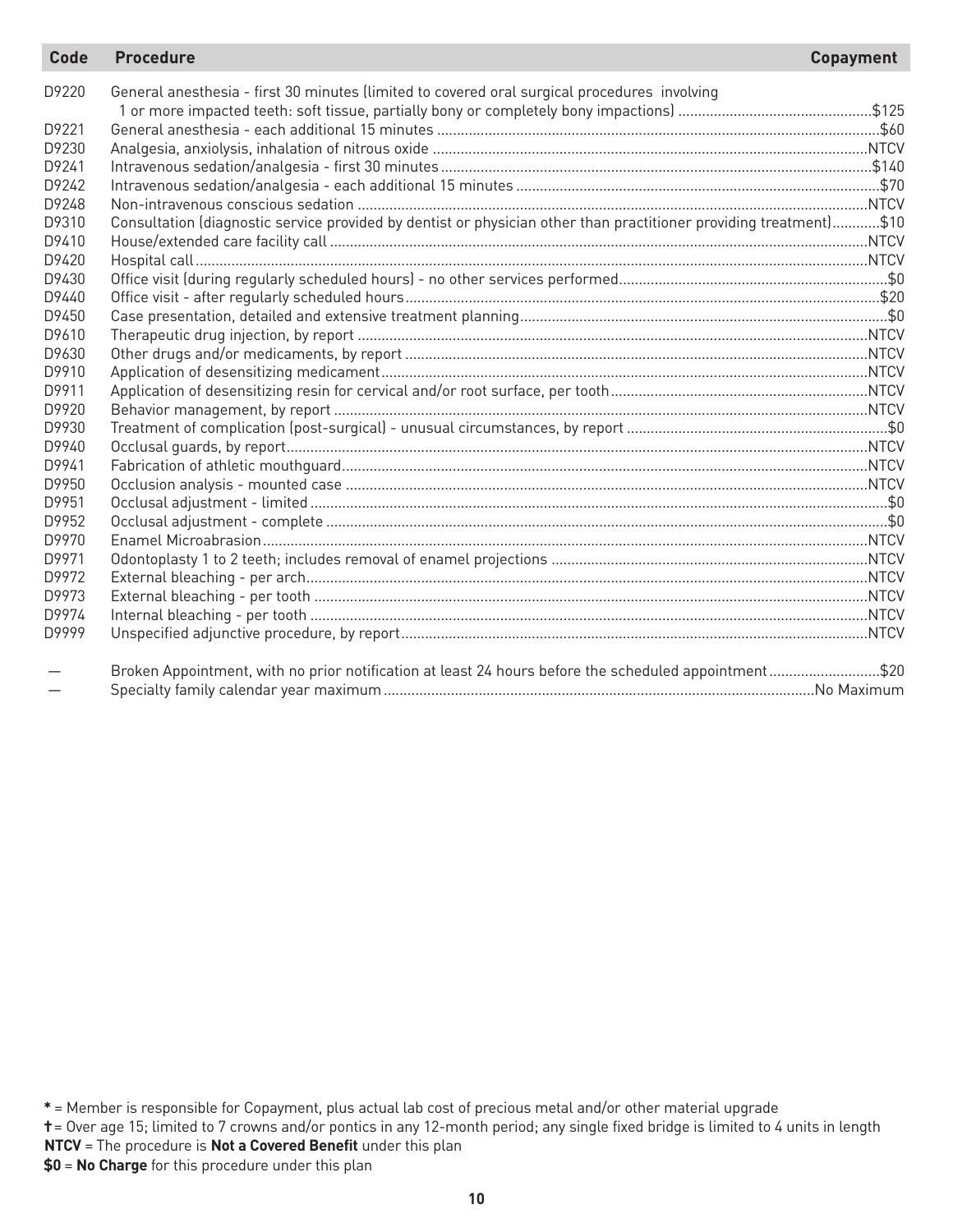| Code | Procedure | Copayment |
| --- | --- | --- |
| D9220 | General anesthesia - first 30 minutes (limited to covered oral surgical procedures involving 1 or more impacted teeth: soft tissue, partially bony or completely bony impactions) | $125 |
| D9221 | General anesthesia - each additional 15 minutes | $60 |
| D9230 | Analgesia, anxiolysis, inhalation of nitrous oxide | NTCV |
| D9241 | Intravenous sedation/analgesia - first 30 minutes | $140 |
| D9242 | Intravenous sedation/analgesia - each additional 15 minutes | $70 |
| D9248 | Non-intravenous conscious sedation | NTCV |
| D9310 | Consultation (diagnostic service provided by dentist or physician other than practitioner providing treatment) | $10 |
| D9410 | House/extended care facility call | NTCV |
| D9420 | Hospital call | NTCV |
| D9430 | Office visit (during regularly scheduled hours) - no other services performed | $0 |
| D9440 | Office visit - after regularly scheduled hours | $20 |
| D9450 | Case presentation, detailed and extensive treatment planning | $0 |
| D9610 | Therapeutic drug injection, by report | NTCV |
| D9630 | Other drugs and/or medicaments, by report | NTCV |
| D9910 | Application of desensitizing medicament | NTCV |
| D9911 | Application of desensitizing resin for cervical and/or root surface, per tooth | NTCV |
| D9920 | Behavior management, by report | NTCV |
| D9930 | Treatment of complication (post-surgical) - unusual circumstances, by report | $0 |
| D9940 | Occlusal guards, by report | NTCV |
| D9941 | Fabrication of athletic mouthguard | NTCV |
| D9950 | Occlusion analysis - mounted case | NTCV |
| D9951 | Occlusal adjustment - limited | $0 |
| D9952 | Occlusal adjustment - complete | $0 |
| D9970 | Enamel Microabrasion | NTCV |
| D9971 | Odontoplasty 1 to 2 teeth; includes removal of enamel projections | NTCV |
| D9972 | External bleaching - per arch | NTCV |
| D9973 | External bleaching - per tooth | NTCV |
| D9974 | Internal bleaching - per tooth | NTCV |
| D9999 | Unspecified adjunctive procedure, by report | NTCV |
| — | Broken Appointment, with no prior notification at least 24 hours before the scheduled appointment | $20 |
| — | Specialty family calendar year maximum | No Maximum |

* = Member is responsible for Copayment, plus actual lab cost of precious metal and/or other material upgrade

† = Over age 15; limited to 7 crowns and/or pontics in any 12-month period; any single fixed bridge is limited to 4 units in length

**NTCV** = The procedure is **Not a Covered Benefit** under this plan

**$0** = **No Charge** for this procedure under this plan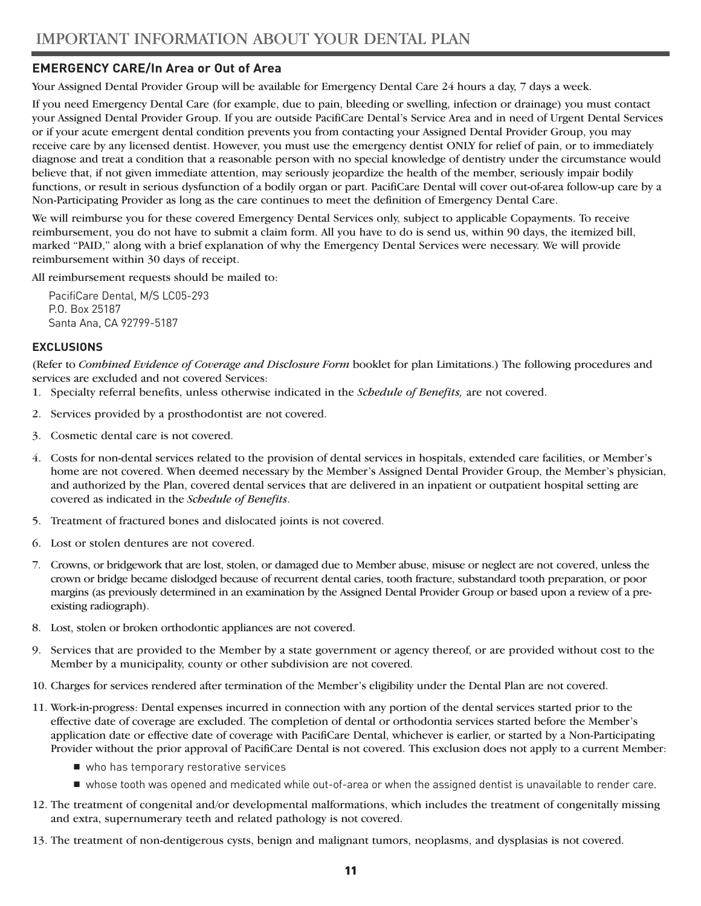# IMPORTANT INFORMATION ABOUT YOUR DENTAL PLAN

## EMERGENCY CARE/In Area or Out of Area

Your Assigned Dental Provider Group will be available for Emergency Dental Care 24 hours a day, 7 days a week.

If you need Emergency Dental Care (for example, due to pain, bleeding or swelling, infection or drainage) you must contact your Assigned Dental Provider Group. If you are outside PacifiCare Dental's Service Area and in need of Urgent Dental Services or if your acute emergent dental condition prevents you from contacting your Assigned Dental Provider Group, you may receive care by any licensed dentist. However, you must use the emergency dentist ONLY for relief of pain, or to immediately diagnose and treat a condition that a reasonable person with no special knowledge of dentistry under the circumstance would believe that, if not given immediate attention, may seriously jeopardize the health of the member, seriously impair bodily functions, or result in serious dysfunction of a bodily organ or part. PacifiCare Dental will cover out-of-area follow-up care by a Non-Participating Provider as long as the care continues to meet the definition of Emergency Dental Care.

We will reimburse you for these covered Emergency Dental Services only, subject to applicable Copayments. To receive reimbursement, you do not have to submit a claim form. All you have to do is send us, within 90 days, the itemized bill, marked "PAID," along with a brief explanation of why the Emergency Dental Services were necessary. We will provide reimbursement within 30 days of receipt.

All reimbursement requests should be mailed to:

PacifiCare Dental, M/S LC05-293
P.O. Box 25187
Santa Ana, CA 92799-5187

## EXCLUSIONS

(Refer to *Combined Evidence of Coverage and Disclosure Form* booklet for plan Limitations.) The following procedures and services are excluded and not covered Services:

1. Specialty referral benefits, unless otherwise indicated in the *Schedule of Benefits,* are not covered.
2. Services provided by a prosthodontist are not covered.
3. Cosmetic dental care is not covered.
4. Costs for non-dental services related to the provision of dental services in hospitals, extended care facilities, or Member's home are not covered. When deemed necessary by the Member's Assigned Dental Provider Group, the Member's physician, and authorized by the Plan, covered dental services that are delivered in an inpatient or outpatient hospital setting are covered as indicated in the *Schedule of Benefits*.
5. Treatment of fractured bones and dislocated joints is not covered.
6. Lost or stolen dentures are not covered.
7. Crowns, or bridgework that are lost, stolen, or damaged due to Member abuse, misuse or neglect are not covered, unless the crown or bridge became dislodged because of recurrent dental caries, tooth fracture, substandard tooth preparation, or poor margins (as previously determined in an examination by the Assigned Dental Provider Group or based upon a review of a pre-existing radiograph).
8. Lost, stolen or broken orthodontic appliances are not covered.
9. Services that are provided to the Member by a state government or agency thereof, or are provided without cost to the Member by a municipality, county or other subdivision are not covered.
10. Charges for services rendered after termination of the Member's eligibility under the Dental Plan are not covered.
11. Work-in-progress: Dental expenses incurred in connection with any portion of the dental services started prior to the effective date of coverage are excluded. The completion of dental or orthodontia services started before the Member's application date or effective date of coverage with PacifiCare Dental, whichever is earlier, or started by a Non-Participating Provider without the prior approval of PacifiCare Dental is not covered. This exclusion does not apply to a current Member:
    - who has temporary restorative services
    - whose tooth was opened and medicated while out-of-area or when the assigned dentist is unavailable to render care.
12. The treatment of congenital and/or developmental malformations, which includes the treatment of congenitally missing and extra, supernumerary teeth and related pathology is not covered.
13. The treatment of non-dentigerous cysts, benign and malignant tumors, neoplasms, and dysplasias is not covered.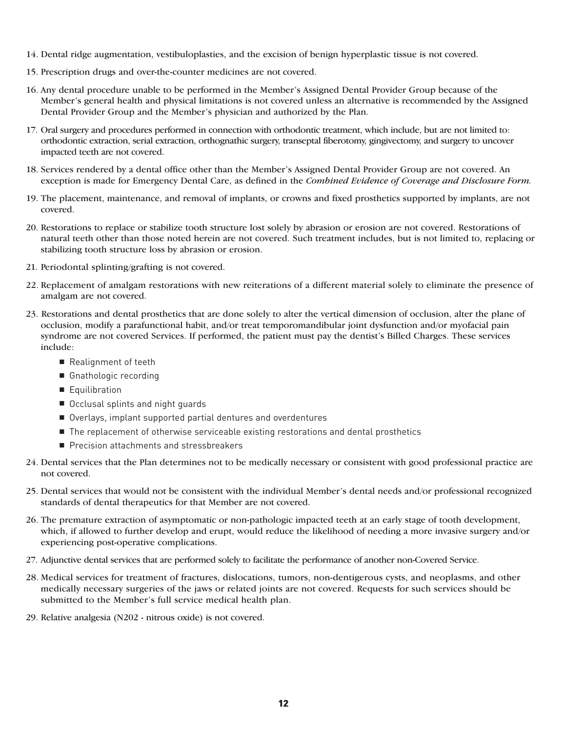14. Dental ridge augmentation, vestibuloplasties, and the excision of benign hyperplastic tissue is not covered.
15. Prescription drugs and over-the-counter medicines are not covered.
16. Any dental procedure unable to be performed in the Member's Assigned Dental Provider Group because of the Member's general health and physical limitations is not covered unless an alternative is recommended by the Assigned Dental Provider Group and the Member's physician and authorized by the Plan.
17. Oral surgery and procedures performed in connection with orthodontic treatment, which include, but are not limited to: orthodontic extraction, serial extraction, orthognathic surgery, transeptal fiberotomy, gingivectomy, and surgery to uncover impacted teeth are not covered.
18. Services rendered by a dental office other than the Member's Assigned Dental Provider Group are not covered. An exception is made for Emergency Dental Care, as defined in the *Combined Evidence of Coverage and Disclosure Form.*
19. The placement, maintenance, and removal of implants, or crowns and fixed prosthetics supported by implants, are not covered.
20. Restorations to replace or stabilize tooth structure lost solely by abrasion or erosion are not covered. Restorations of natural teeth other than those noted herein are not covered. Such treatment includes, but is not limited to, replacing or stabilizing tooth structure loss by abrasion or erosion.
21. Periodontal splinting/grafting is not covered.
22. Replacement of amalgam restorations with new reiterations of a different material solely to eliminate the presence of amalgam are not covered.
23. Restorations and dental prosthetics that are done solely to alter the vertical dimension of occlusion, alter the plane of occlusion, modify a parafunctional habit, and/or treat temporomandibular joint dysfunction and/or myofacial pain syndrome are not covered Services. If performed, the patient must pay the dentist's Billed Charges. These services include:
    - Realignment of teeth
    - Gnathologic recording
    - Equilibration
    - Occlusal splints and night guards
    - Overlays, implant supported partial dentures and overdentures
    - The replacement of otherwise serviceable existing restorations and dental prosthetics
    - Precision attachments and stressbreakers
24. Dental services that the Plan determines not to be medically necessary or consistent with good professional practice are not covered.
25. Dental services that would not be consistent with the individual Member's dental needs and/or professional recognized standards of dental therapeutics for that Member are not covered.
26. The premature extraction of asymptomatic or non-pathologic impacted teeth at an early stage of tooth development, which, if allowed to further develop and erupt, would reduce the likelihood of needing a more invasive surgery and/or experiencing post-operative complications.
27. Adjunctive dental services that are performed solely to facilitate the performance of another non-Covered Service.
28. Medical services for treatment of fractures, dislocations, tumors, non-dentigerous cysts, and neoplasms, and other medically necessary surgeries of the jaws or related joints are not covered. Requests for such services should be submitted to the Member's full service medical health plan.
29. Relative analgesia (N202 - nitrous oxide) is not covered.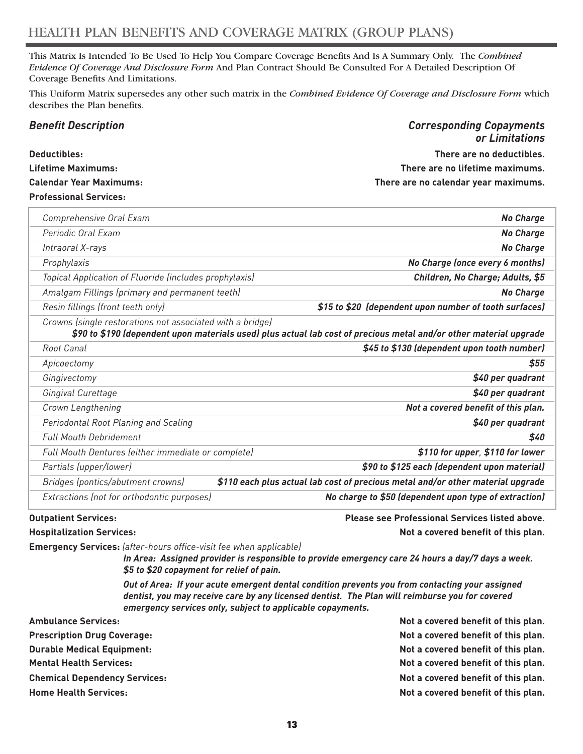# HEALTH PLAN BENEFITS AND COVERAGE MATRIX (GROUP PLANS)

This Matrix Is Intended To Be Used To Help You Compare Coverage Benefits And Is A Summary Only. The *Combined Evidence Of Coverage And Disclosure Form* And Plan Contract Should Be Consulted For A Detailed Description Of Coverage Benefits And Limitations.

This Uniform Matrix supersedes any other such matrix in the *Combined Evidence Of Coverage and Disclosure Form* which describes the Plan benefits.

| ***Benefit Description*** | ***Corresponding Copayments or Limitations*** |
|---|---|
| **Deductibles:** | **There are no deductibles.** |
| **Lifetime Maximums:** | **There are no lifetime maximums.** |
| **Calendar Year Maximums:** | **There are no calendar year maximums.** |

**Professional Services:**

| | |
|---|---|
| *Comprehensive Oral Exam* | ***No Charge*** |
| *Periodic Oral Exam* | ***No Charge*** |
| *Intraoral X-rays* | ***No Charge*** |
| *Prophylaxis* | ***No Charge (once every 6 months)*** |
| *Topical Application of Fluoride (includes prophylaxis)* | ***Children, No Charge; Adults, $5*** |
| *Amalgam Fillings (primary and permanent teeth)* | ***No Charge*** |
| *Resin fillings (front teeth only)* | ***$15 to $20 (dependent upon number of tooth surfaces)*** |
| *Crowns (single restorations not associated with a bridge)* | ***$90 to $190 (dependent upon materials used) plus actual lab cost of precious metal and/or other material upgrade*** |
| *Root Canal* | ***$45 to $130 (dependent upon tooth number)*** |
| *Apicoectomy* | ***$55*** |
| *Gingivectomy* | ***$40 per quadrant*** |
| *Gingival Curettage* | ***$40 per quadrant*** |
| *Crown Lengthening* | ***Not a covered benefit of this plan.*** |
| *Periodontal Root Planing and Scaling* | ***$40 per quadrant*** |
| *Full Mouth Debridement* | ***$40*** |
| *Full Mouth Dentures (either immediate or complete)* | ***$110 for upper, $110 for lower*** |
| *Partials (upper/lower)* | ***$90 to $125 each (dependent upon material)*** |
| *Bridges (pontics/abutment crowns)* | ***$110 each plus actual lab cost of precious metal and/or other material upgrade*** |
| *Extractions (not for orthodontic purposes)* | ***No charge to $50 (dependent upon type of extraction)*** |

**Outpatient Services:** **Please see Professional Services listed above.**

**Hospitalization Services:** **Not a covered benefit of this plan.**

**Emergency Services:** *(after-hours office-visit fee when applicable)*

***In Area: Assigned provider is responsible to provide emergency care 24 hours a day/7 days a week. $5 to $20 copayment for relief of pain.***

***Out of Area: If your acute emergent dental condition prevents you from contacting your assigned dentist, you may receive care by any licensed dentist. The Plan will reimburse you for covered emergency services only, subject to applicable copayments.***

| | |
|---|---|
| **Ambulance Services:** | **Not a covered benefit of this plan.** |
| **Prescription Drug Coverage:** | **Not a covered benefit of this plan.** |
| **Durable Medical Equipment:** | **Not a covered benefit of this plan.** |
| **Mental Health Services:** | **Not a covered benefit of this plan.** |
| **Chemical Dependency Services:** | **Not a covered benefit of this plan.** |
| **Home Health Services:** | **Not a covered benefit of this plan.** |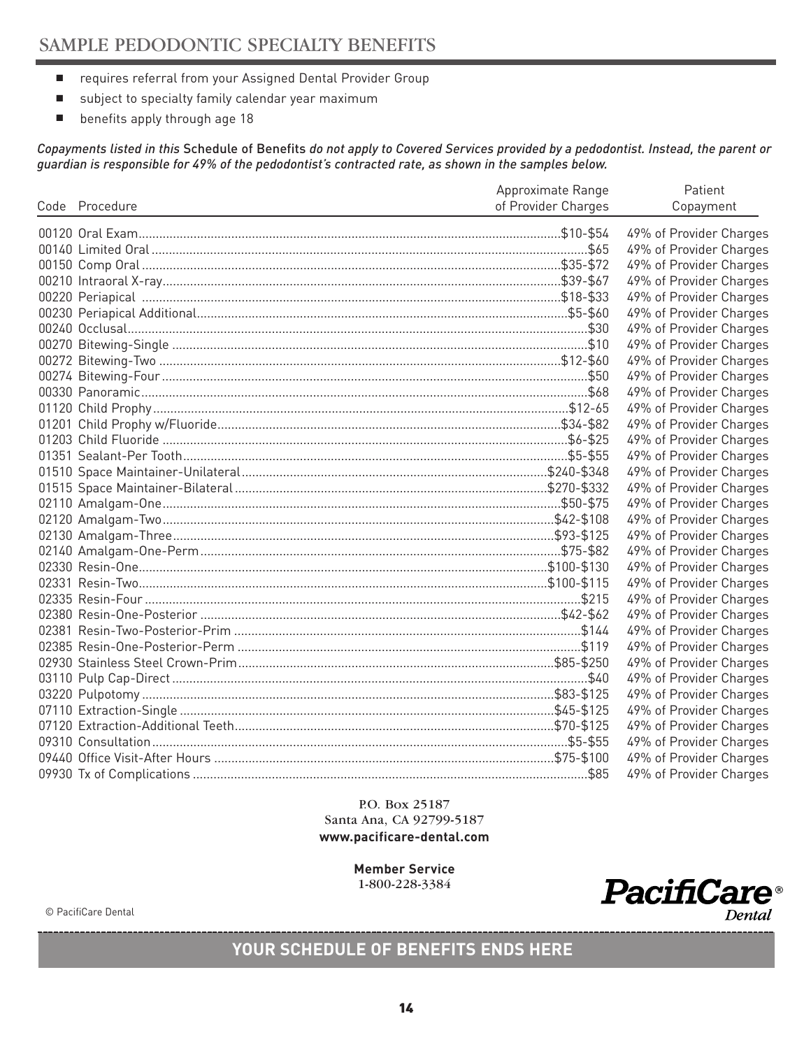## SAMPLE PEDODONTIC SPECIALTY BENEFITS

- requires referral from your Assigned Dental Provider Group
- subject to specialty family calendar year maximum
- benefits apply through age 18

*Copayments listed in this* Schedule of Benefits *do not apply to Covered Services provided by a pedodontist. Instead, the parent or guardian is responsible for 49% of the pedodontist's contracted rate, as shown in the samples below.*

| Code | Procedure | Approximate Range of Provider Charges | Patient Copayment |
|---|---|---|---|
| 00120 | Oral Exam | $10-$54 | 49% of Provider Charges |
| 00140 | Limited Oral | $65 | 49% of Provider Charges |
| 00150 | Comp Oral | $35-$72 | 49% of Provider Charges |
| 00210 | Intraoral X-ray | $39-$67 | 49% of Provider Charges |
| 00220 | Periapical | $18-$33 | 49% of Provider Charges |
| 00230 | Periapical Additional | $5-$60 | 49% of Provider Charges |
| 00240 | Occlusal | $30 | 49% of Provider Charges |
| 00270 | Bitewing-Single | $10 | 49% of Provider Charges |
| 00272 | Bitewing-Two | $12-$60 | 49% of Provider Charges |
| 00274 | Bitewing-Four | $50 | 49% of Provider Charges |
| 00330 | Panoramic | $68 | 49% of Provider Charges |
| 01120 | Child Prophy | $12-65 | 49% of Provider Charges |
| 01201 | Child Prophy w/Fluoride | $34-$82 | 49% of Provider Charges |
| 01203 | Child Fluoride | $6-$25 | 49% of Provider Charges |
| 01351 | Sealant-Per Tooth | $5-$55 | 49% of Provider Charges |
| 01510 | Space Maintainer-Unilateral | $240-$348 | 49% of Provider Charges |
| 01515 | Space Maintainer-Bilateral | $270-$332 | 49% of Provider Charges |
| 02110 | Amalgam-One | $50-$75 | 49% of Provider Charges |
| 02120 | Amalgam-Two | $42-$108 | 49% of Provider Charges |
| 02130 | Amalgam-Three | $93-$125 | 49% of Provider Charges |
| 02140 | Amalgam-One-Perm | $75-$82 | 49% of Provider Charges |
| 02330 | Resin-One | $100-$130 | 49% of Provider Charges |
| 02331 | Resin-Two | $100-$115 | 49% of Provider Charges |
| 02335 | Resin-Four | $215 | 49% of Provider Charges |
| 02380 | Resin-One-Posterior | $42-$62 | 49% of Provider Charges |
| 02381 | Resin-Two-Posterior-Prim | $144 | 49% of Provider Charges |
| 02385 | Resin-One-Posterior-Perm | $119 | 49% of Provider Charges |
| 02930 | Stainless Steel Crown-Prim | $85-$250 | 49% of Provider Charges |
| 03110 | Pulp Cap-Direct | $40 | 49% of Provider Charges |
| 03220 | Pulpotomy | $83-$125 | 49% of Provider Charges |
| 07110 | Extraction-Single | $45-$125 | 49% of Provider Charges |
| 07120 | Extraction-Additional Teeth | $70-$125 | 49% of Provider Charges |
| 09310 | Consultation | $5-$55 | 49% of Provider Charges |
| 09440 | Office Visit-After Hours | $75-$100 | 49% of Provider Charges |
| 09930 | Tx of Complications | $85 | 49% of Provider Charges |

P.O. Box 25187
Santa Ana, CA 92799-5187
**www.pacificare-dental.com**

**Member Service**
1-800-228-3384

© PacifiCare Dental

PacifiCare® Dental

**YOUR SCHEDULE OF BENEFITS ENDS HERE**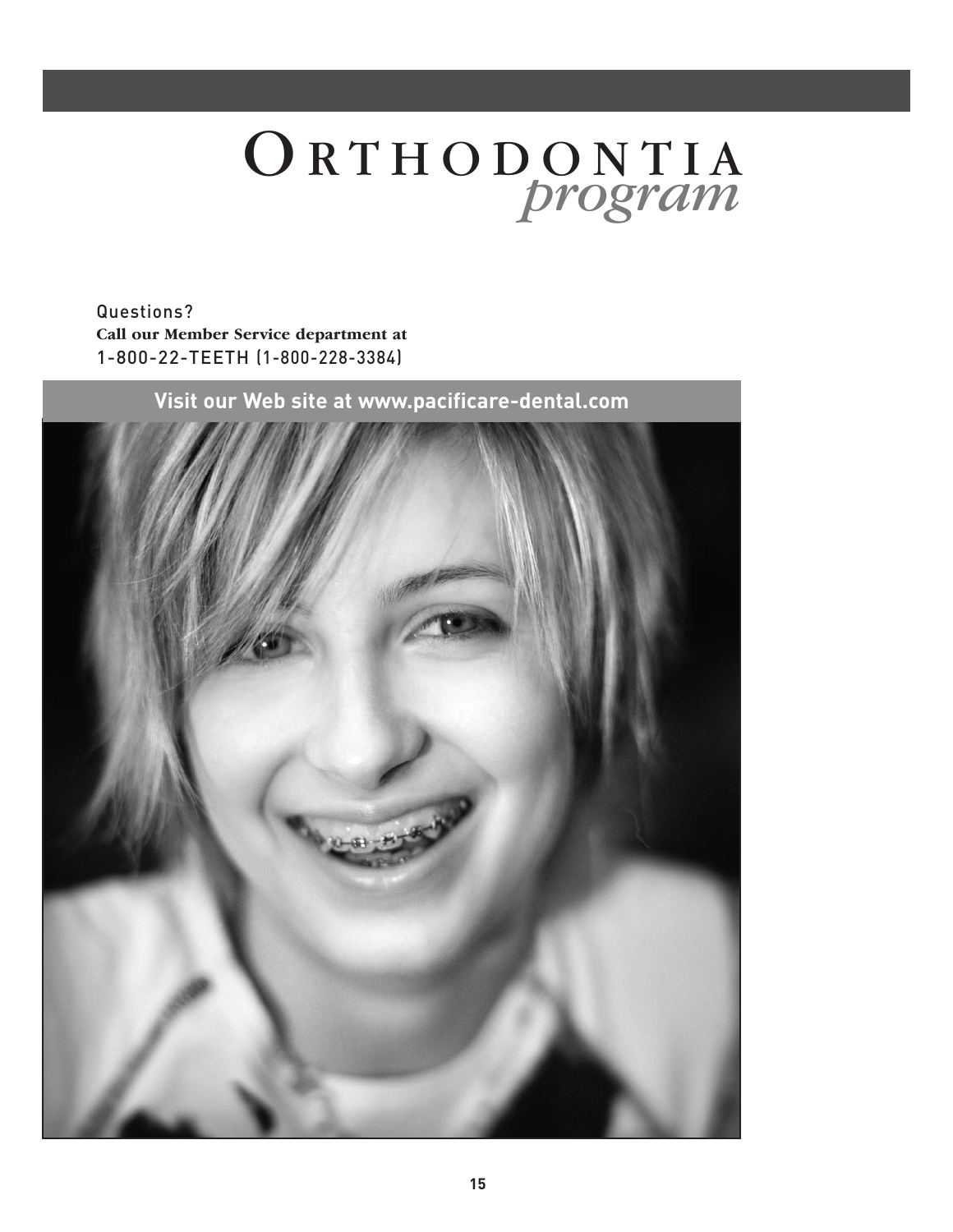# ORTHODONTIA *program*

Questions?
**Call our Member Service department at**
1-800-22-TEETH (1-800-228-3384)

**Visit our Web site at www.pacificare-dental.com**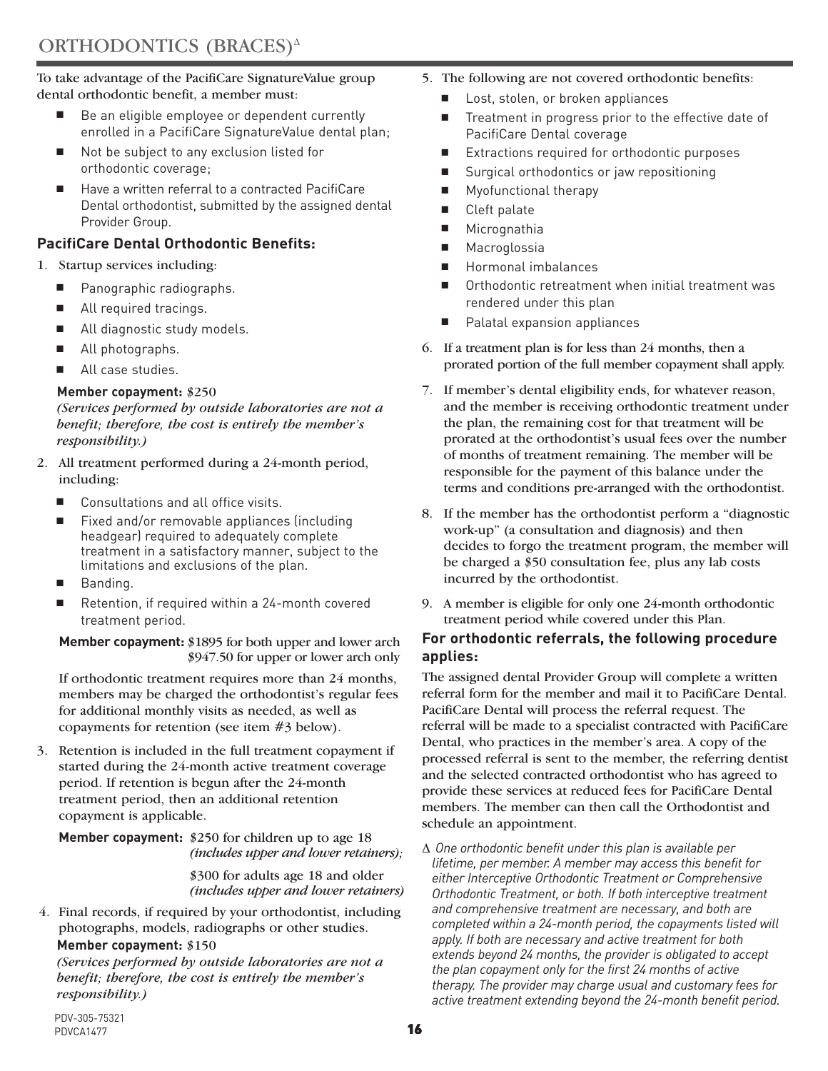# ORTHODONTICS (BRACES)[Δ]

To take advantage of the PacifiCare SignatureValue group dental orthodontic benefit, a member must:

- Be an eligible employee or dependent currently enrolled in a PacifiCare SignatureValue dental plan;
- Not be subject to any exclusion listed for orthodontic coverage;
- Have a written referral to a contracted PacifiCare Dental orthodontist, submitted by the assigned dental Provider Group.

## PacifiCare Dental Orthodontic Benefits:

1. Startup services including:
   - Panographic radiographs.
   - All required tracings.
   - All diagnostic study models.
   - All photographs.
   - All case studies.

   **Member copayment:** $250
   *(Services performed by outside laboratories are not a benefit; therefore, the cost is entirely the member's responsibility.)*

2. All treatment performed during a 24-month period, including:
   - Consultations and all office visits.
   - Fixed and/or removable appliances (including headgear) required to adequately complete treatment in a satisfactory manner, subject to the limitations and exclusions of the plan.
   - Banding.
   - Retention, if required within a 24-month covered treatment period.

   **Member copayment:** $1895 for both upper and lower arch
   $947.50 for upper or lower arch only

   If orthodontic treatment requires more than 24 months, members may be charged the orthodontist's regular fees for additional monthly visits as needed, as well as copayments for retention (see item #3 below).

3. Retention is included in the full treatment copayment if started during the 24-month active treatment coverage period. If retention is begun after the 24-month treatment period, then an additional retention copayment is applicable.

   **Member copayment:** $250 for children up to age 18 *(includes upper and lower retainers);*
   $300 for adults age 18 and older *(includes upper and lower retainers)*

4. Final records, if required by your orthodontist, including photographs, models, radiographs or other studies.
   **Member copayment:** $150
   *(Services performed by outside laboratories are not a benefit; therefore, the cost is entirely the member's responsibility.)*

5. The following are not covered orthodontic benefits:
   - Lost, stolen, or broken appliances
   - Treatment in progress prior to the effective date of PacifiCare Dental coverage
   - Extractions required for orthodontic purposes
   - Surgical orthodontics or jaw repositioning
   - Myofunctional therapy
   - Cleft palate
   - Micrognathia
   - Macroglossia
   - Hormonal imbalances
   - Orthodontic retreatment when initial treatment was rendered under this plan
   - Palatal expansion appliances

6. If a treatment plan is for less than 24 months, then a prorated portion of the full member copayment shall apply.

7. If member's dental eligibility ends, for whatever reason, and the member is receiving orthodontic treatment under the plan, the remaining cost for that treatment will be prorated at the orthodontist's usual fees over the number of months of treatment remaining. The member will be responsible for the payment of this balance under the terms and conditions pre-arranged with the orthodontist.

8. If the member has the orthodontist perform a "diagnostic work-up" (a consultation and diagnosis) and then decides to forgo the treatment program, the member will be charged a $50 consultation fee, plus any lab costs incurred by the orthodontist.

9. A member is eligible for only one 24-month orthodontic treatment period while covered under this Plan.

## For orthodontic referrals, the following procedure applies:

The assigned dental Provider Group will complete a written referral form for the member and mail it to PacifiCare Dental. PacifiCare Dental will process the referral request. The referral will be made to a specialist contracted with PacifiCare Dental, who practices in the member's area. A copy of the processed referral is sent to the member, the referring dentist and the selected contracted orthodontist who has agreed to provide these services at reduced fees for PacifiCare Dental members. The member can then call the Orthodontist and schedule an appointment.

Δ *One orthodontic benefit under this plan is available per lifetime, per member. A member may access this benefit for either Interceptive Orthodontic Treatment or Comprehensive Orthodontic Treatment, or both. If both interceptive treatment and comprehensive treatment are necessary, and both are completed within a 24-month period, the copayments listed will apply. If both are necessary and active treatment for both extends beyond 24 months, the provider is obligated to accept the plan copayment only for the first 24 months of active therapy. The provider may charge usual and customary fees for active treatment extending beyond the 24-month benefit period.*

PDV-305-75321
PDVCA1477